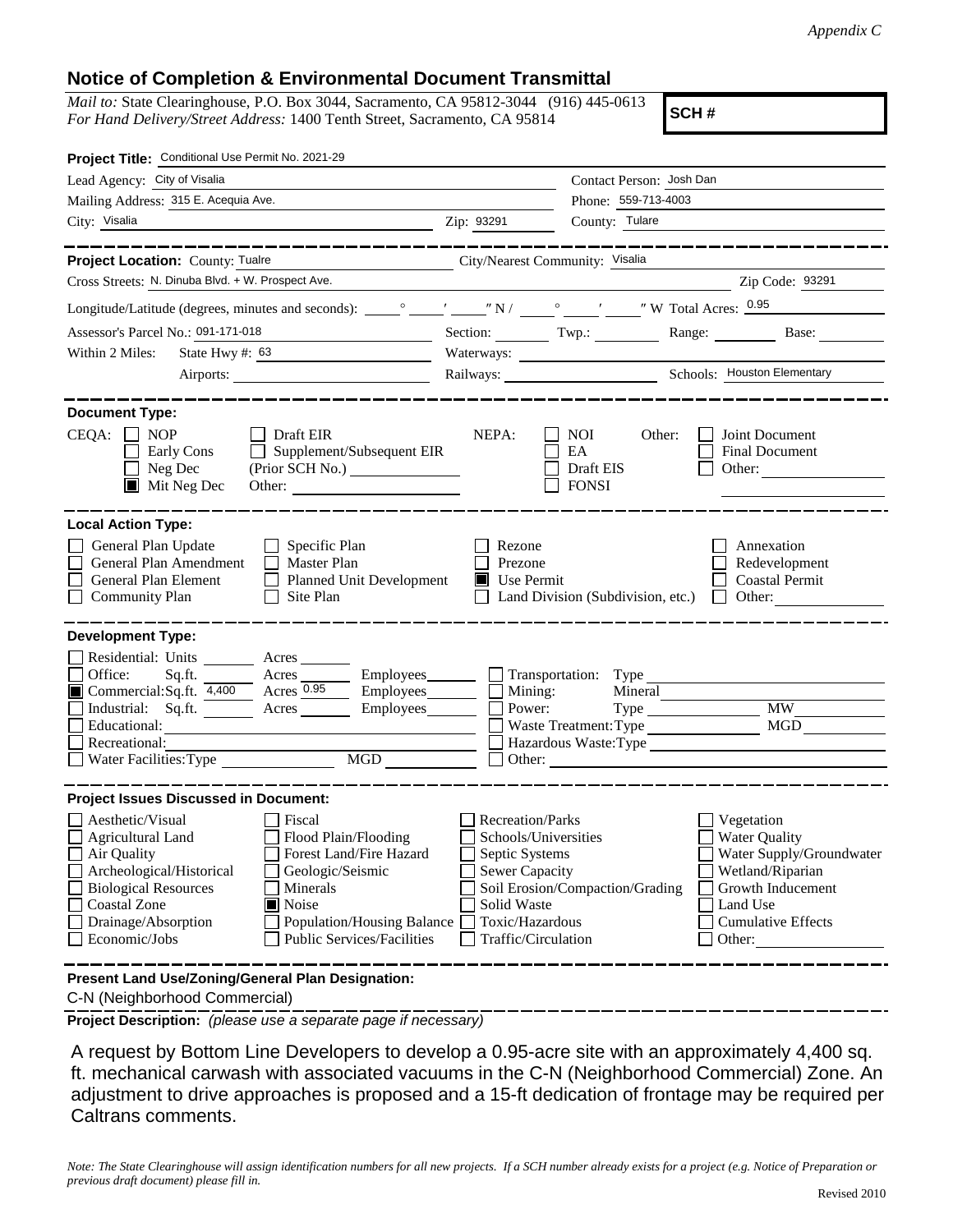*Appendix C*

## Notice of Completion & Environmental Document Transmittal

*Mail to:* State Clearinghouse, P.O. Box 3044, Sacramento, CA 95812-3044 (916) 445-0613
*For Hand Delivery/Street Address:* 1400 Tenth Street, Sacramento, CA 95814

**SCH #**

**Project Title:** Conditional Use Permit No. 2021-29

Lead Agency: City of Visalia
Contact Person: Josh Dan
Mailing Address: 315 E. Acequia Ave.
Phone: 559-713-4003
City: Visalia
Zip: 93291
County: Tulare

**Project Location:** County: Tualre
City/Nearest Community: Visalia
Cross Streets: N. Dinuba Blvd. + W. Prospect Ave.
Zip Code: 93291
Longitude/Latitude (degrees, minutes and seconds): \_\_\_° \_\_\_′ \_\_\_″ N / \_\_\_° \_\_\_′ \_\_\_″ W Total Acres: 0.95
Assessor's Parcel No.: 091-171-018
Section: Twp.: Range: Base:
Within 2 Miles: State Hwy #: 63
Waterways:
Airports:
Railways:
Schools: Houston Elementary

**Document Type:**

CEQA: ☐ NOP ☐ Early Cons ☐ Neg Dec ☒ Mit Neg Dec ☐ Draft EIR ☐ Supplement/Subsequent EIR (Prior SCH No.) Other:

NEPA: ☐ NOI ☐ EA ☐ Draft EIS ☐ FONSI

Other: ☐ Joint Document ☐ Final Document ☐ Other:

**Local Action Type:**

☐ General Plan Update
☐ General Plan Amendment
☐ General Plan Element
☐ Community Plan
☐ Specific Plan
☐ Master Plan
☐ Planned Unit Development
☐ Site Plan
☐ Rezone
☐ Prezone
☒ Use Permit
☐ Land Division (Subdivision, etc.)
☐ Annexation
☐ Redevelopment
☐ Coastal Permit
☐ Other:

**Development Type:**

☐ Residential: Units \_\_\_ Acres \_\_\_
☐ Office: Sq.ft. \_\_\_ Acres \_\_\_ Employees \_\_\_
☒ Commercial: Sq.ft. 4,400 Acres 0.95 Employees \_\_\_
☐ Industrial: Sq.ft. \_\_\_ Acres \_\_\_ Employees \_\_\_
☐ Educational:
☐ Recreational:
☐ Water Facilities: Type \_\_\_ MGD \_\_\_
☐ Transportation: Type
☐ Mining: Mineral
☐ Power: Type \_\_\_ MW
☐ Waste Treatment: Type \_\_\_ MGD
☐ Hazardous Waste: Type
☐ Other:

**Project Issues Discussed in Document:**

☐ Aesthetic/Visual
☐ Agricultural Land
☐ Air Quality
☐ Archeological/Historical
☐ Biological Resources
☐ Coastal Zone
☐ Drainage/Absorption
☐ Economic/Jobs
☐ Fiscal
☐ Flood Plain/Flooding
☐ Forest Land/Fire Hazard
☐ Geologic/Seismic
☐ Minerals
☒ Noise
☐ Population/Housing Balance
☐ Public Services/Facilities
☐ Recreation/Parks
☐ Schools/Universities
☐ Septic Systems
☐ Sewer Capacity
☐ Soil Erosion/Compaction/Grading
☐ Solid Waste
☐ Toxic/Hazardous
☐ Traffic/Circulation
☐ Vegetation
☐ Water Quality
☐ Water Supply/Groundwater
☐ Wetland/Riparian
☐ Growth Inducement
☐ Land Use
☐ Cumulative Effects
☐ Other:

**Present Land Use/Zoning/General Plan Designation:**

C-N (Neighborhood Commercial)

**Project Description:** *(please use a separate page if necessary)*

A request by Bottom Line Developers to develop a 0.95-acre site with an approximately 4,400 sq. ft. mechanical carwash with associated vacuums in the C-N (Neighborhood Commercial) Zone. An adjustment to drive approaches is proposed and a 15-ft dedication of frontage may be required per Caltrans comments.

*Note: The State Clearinghouse will assign identification numbers for all new projects. If a SCH number already exists for a project (e.g. Notice of Preparation or previous draft document) please fill in.*

Revised 2010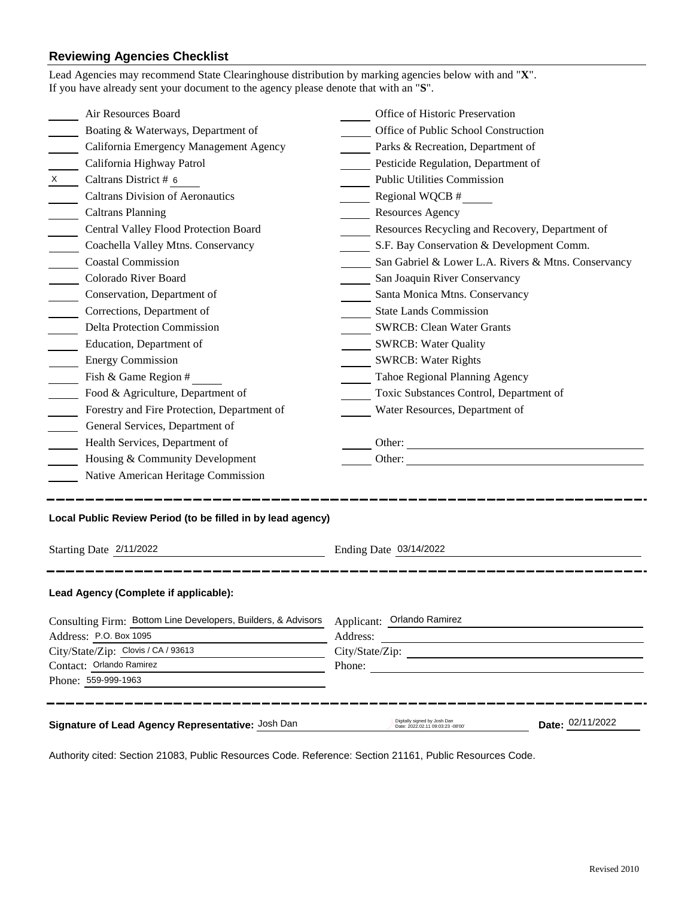## Reviewing Agencies Checklist

Lead Agencies may recommend State Clearinghouse distribution by marking agencies below with and "**X**".
If you have already sent your document to the agency please denote that with an "**S**".

| | | | |
|---|---|---|---|
| ____ | Air Resources Board | ____ | Office of Historic Preservation |
| ____ | Boating & Waterways, Department of | ____ | Office of Public School Construction |
| ____ | California Emergency Management Agency | ____ | Parks & Recreation, Department of |
| ____ | California Highway Patrol | ____ | Pesticide Regulation, Department of |
| X | Caltrans District # 6 | ____ | Public Utilities Commission |
| ____ | Caltrans Division of Aeronautics | ____ | Regional WQCB # ____ |
| ____ | Caltrans Planning | ____ | Resources Agency |
| ____ | Central Valley Flood Protection Board | ____ | Resources Recycling and Recovery, Department of |
| ____ | Coachella Valley Mtns. Conservancy | ____ | S.F. Bay Conservation & Development Comm. |
| ____ | Coastal Commission | ____ | San Gabriel & Lower L.A. Rivers & Mtns. Conservancy |
| ____ | Colorado River Board | ____ | San Joaquin River Conservancy |
| ____ | Conservation, Department of | ____ | Santa Monica Mtns. Conservancy |
| ____ | Corrections, Department of | ____ | State Lands Commission |
| ____ | Delta Protection Commission | ____ | SWRCB: Clean Water Grants |
| ____ | Education, Department of | ____ | SWRCB: Water Quality |
| ____ | Energy Commission | ____ | SWRCB: Water Rights |
| ____ | Fish & Game Region # ____ | ____ | Tahoe Regional Planning Agency |
| ____ | Food & Agriculture, Department of | ____ | Toxic Substances Control, Department of |
| ____ | Forestry and Fire Protection, Department of | ____ | Water Resources, Department of |
| ____ | General Services, Department of | | |
| ____ | Health Services, Department of | ____ | Other: ____ |
| ____ | Housing & Community Development | ____ | Other: ____ |
| ____ | Native American Heritage Commission | | |

---

**Local Public Review Period (to be filled in by lead agency)**

Starting Date 2/11/2022 Ending Date 03/14/2022

---

**Lead Agency (Complete if applicable):**

Consulting Firm: Bottom Line Developers, Builders, & Advisors
Address: P.O. Box 1095
City/State/Zip: Clovis / CA / 93613
Contact: Orlando Ramirez
Phone: 559-999-1963

Applicant: Orlando Ramirez
Address:
City/State/Zip:
Phone:

---

**Signature of Lead Agency Representative:** Josh Dan Digitally signed by Josh Dan Date: 2022.02.11 09:03:23 -08'00' **Date:** 02/11/2022

Authority cited: Section 21083, Public Resources Code. Reference: Section 21161, Public Resources Code.

Revised 2010